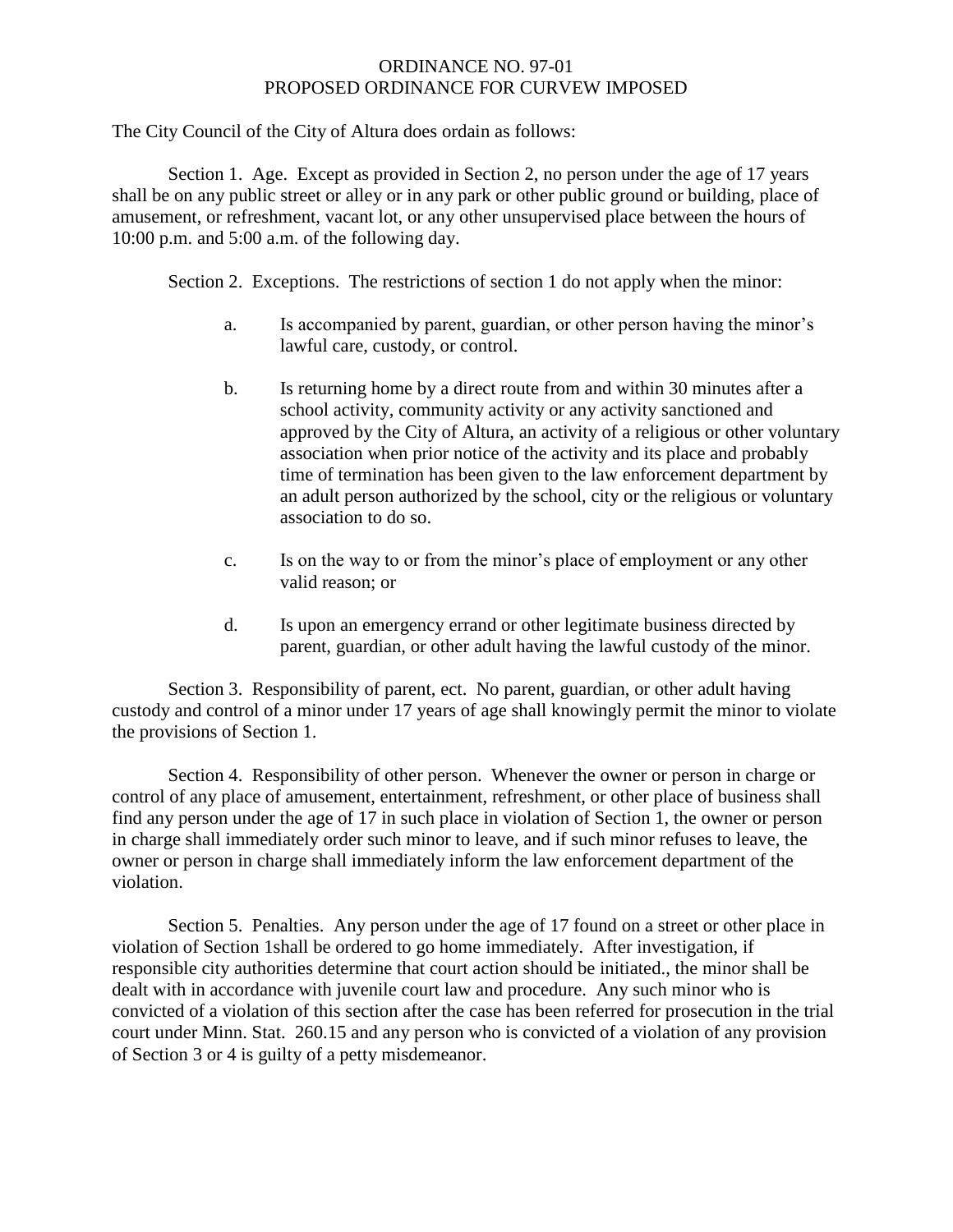# ORDINANCE NO. 97-01
## PROPOSED ORDINANCE FOR CURVEW IMPOSED

The City Council of the City of Altura does ordain as follows:

Section 1. Age. Except as provided in Section 2, no person under the age of 17 years shall be on any public street or alley or in any park or other public ground or building, place of amusement, or refreshment, vacant lot, or any other unsupervised place between the hours of 10:00 p.m. and 5:00 a.m. of the following day.

Section 2. Exceptions. The restrictions of section 1 do not apply when the minor:

a. Is accompanied by parent, guardian, or other person having the minor's lawful care, custody, or control.

b. Is returning home by a direct route from and within 30 minutes after a school activity, community activity or any activity sanctioned and approved by the City of Altura, an activity of a religious or other voluntary association when prior notice of the activity and its place and probably time of termination has been given to the law enforcement department by an adult person authorized by the school, city or the religious or voluntary association to do so.

c. Is on the way to or from the minor's place of employment or any other valid reason; or

d. Is upon an emergency errand or other legitimate business directed by parent, guardian, or other adult having the lawful custody of the minor.

Section 3. Responsibility of parent, ect. No parent, guardian, or other adult having custody and control of a minor under 17 years of age shall knowingly permit the minor to violate the provisions of Section 1.

Section 4. Responsibility of other person. Whenever the owner or person in charge or control of any place of amusement, entertainment, refreshment, or other place of business shall find any person under the age of 17 in such place in violation of Section 1, the owner or person in charge shall immediately order such minor to leave, and if such minor refuses to leave, the owner or person in charge shall immediately inform the law enforcement department of the violation.

Section 5. Penalties. Any person under the age of 17 found on a street or other place in violation of Section 1shall be ordered to go home immediately. After investigation, if responsible city authorities determine that court action should be initiated., the minor shall be dealt with in accordance with juvenile court law and procedure. Any such minor who is convicted of a violation of this section after the case has been referred for prosecution in the trial court under Minn. Stat. 260.15 and any person who is convicted of a violation of any provision of Section 3 or 4 is guilty of a petty misdemeanor.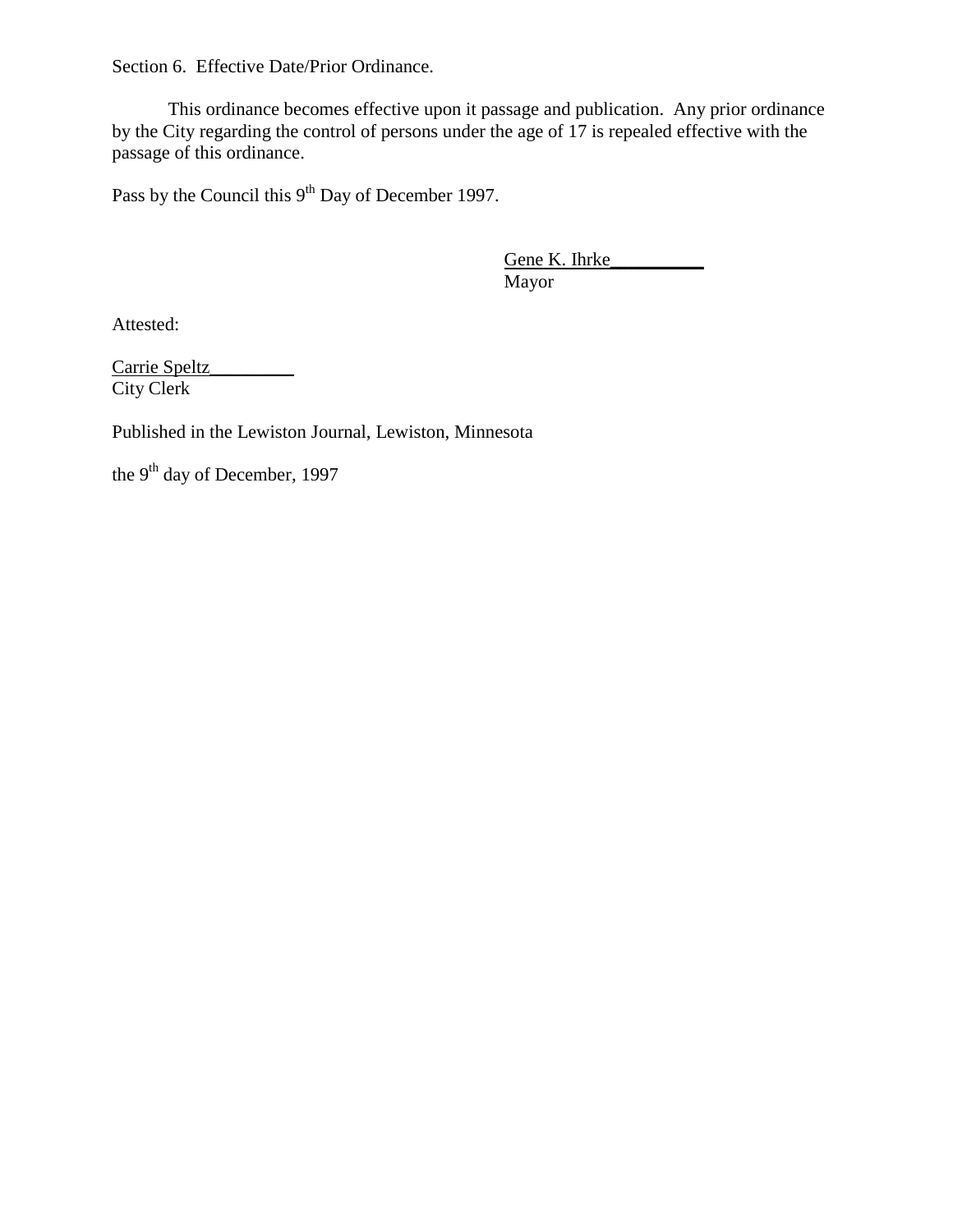Section 6. Effective Date/Prior Ordinance.

This ordinance becomes effective upon it passage and publication. Any prior ordinance by the City regarding the control of persons under the age of 17 is repealed effective with the passage of this ordinance.

Pass by the Council this 9th Day of December 1997.

Gene K. Ihrke__________
Mayor

Attested:

Carrie Speltz_________
City Clerk

Published in the Lewiston Journal, Lewiston, Minnesota

the 9th day of December, 1997